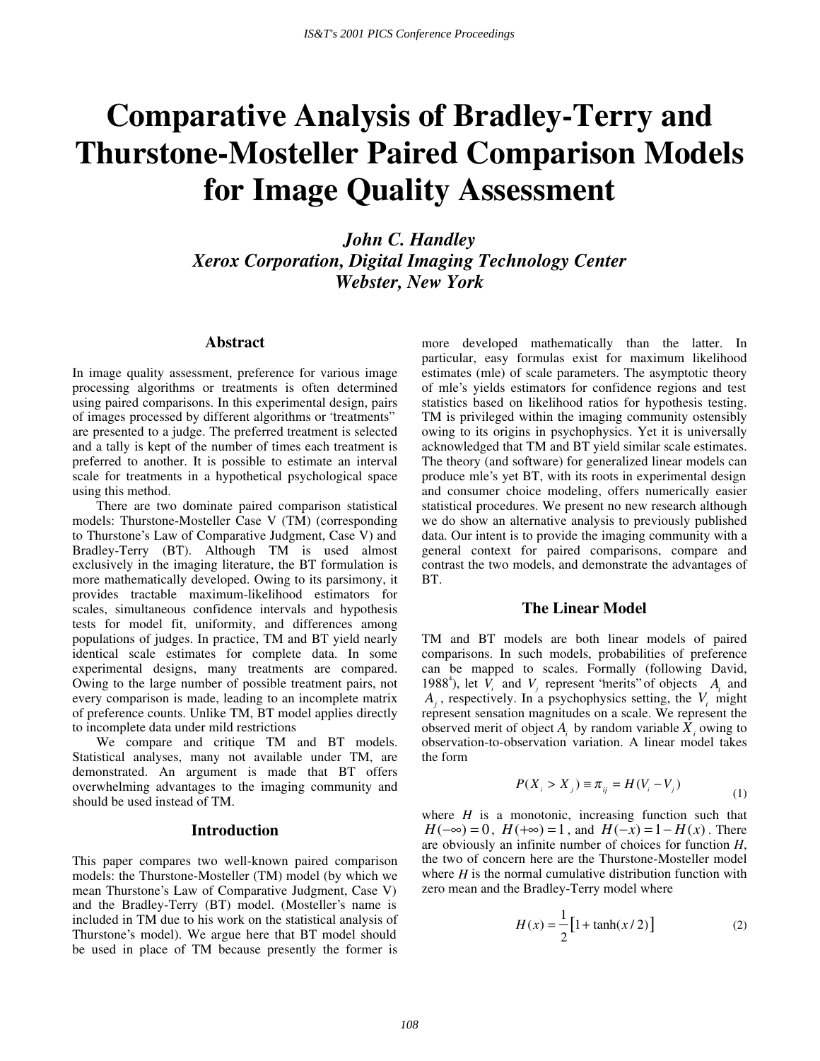# Comparative Analysis of Bradley-Terry and Thurstone-Mosteller Paired Comparison Models for Image Quality Assessment

***John C. Handley***
***Xerox Corporation, Digital Imaging Technology Center***
***Webster, New York***

## Abstract

In image quality assessment, preference for various image processing algorithms or treatments is often determined using paired comparisons. In this experimental design, pairs of images processed by different algorithms or "treatments" are presented to a judge. The preferred treatment is selected and a tally is kept of the number of times each treatment is preferred to another. It is possible to estimate an interval scale for treatments in a hypothetical psychological space using this method.

There are two dominate paired comparison statistical models: Thurstone-Mosteller Case V (TM) (corresponding to Thurstone's Law of Comparative Judgment, Case V) and Bradley-Terry (BT). Although TM is used almost exclusively in the imaging literature, the BT formulation is more mathematically developed. Owing to its parsimony, it provides tractable maximum-likelihood estimators for scales, simultaneous confidence intervals and hypothesis tests for model fit, uniformity, and differences among populations of judges. In practice, TM and BT yield nearly identical scale estimates for complete data. In some experimental designs, many treatments are compared. Owing to the large number of possible treatment pairs, not every comparison is made, leading to an incomplete matrix of preference counts. Unlike TM, BT model applies directly to incomplete data under mild restrictions

We compare and critique TM and BT models. Statistical analyses, many not available under TM, are demonstrated. An argument is made that BT offers overwhelming advantages to the imaging community and should be used instead of TM.

## Introduction

This paper compares two well-known paired comparison models: the Thurstone-Mosteller (TM) model (by which we mean Thurstone's Law of Comparative Judgment, Case V) and the Bradley-Terry (BT) model. (Mosteller's name is included in TM due to his work on the statistical analysis of Thurstone's model). We argue here that BT model should be used in place of TM because presently the former is more developed mathematically than the latter. In particular, easy formulas exist for maximum likelihood estimates (mle) of scale parameters. The asymptotic theory of mle's yields estimators for confidence regions and test statistics based on likelihood ratios for hypothesis testing. TM is privileged within the imaging community ostensibly owing to its origins in psychophysics. Yet it is universally acknowledged that TM and BT yield similar scale estimates. The theory (and software) for generalized linear models can produce mle's yet BT, with its roots in experimental design and consumer choice modeling, offers numerically easier statistical procedures. We present no new research although we do show an alternative analysis to previously published data. Our intent is to provide the imaging community with a general context for paired comparisons, compare and contrast the two models, and demonstrate the advantages of BT.

## The Linear Model

TM and BT models are both linear models of paired comparisons. In such models, probabilities of preference can be mapped to scales. Formally (following David, 1988[4]), let $V_i$ and $V_j$ represent "merits" of objects $A_i$ and $A_j$, respectively. In a psychophysics setting, the $V_i$ might represent sensation magnitudes on a scale. We represent the observed merit of object $A_i$ by random variable $X_i$ owing to observation-to-observation variation. A linear model takes the form

$$P(X_i > X_j) \equiv \pi_{ij} = H(V_i - V_j) \tag{1}$$

where $H$ is a monotonic, increasing function such that $H(-\infty) = 0$, $H(+\infty) = 1$, and $H(-x) = 1 - H(x)$. There are obviously an infinite number of choices for function $H$, the two of concern here are the Thurstone-Mosteller model where $H$ is the normal cumulative distribution function with zero mean and the Bradley-Terry model where

$$H(x) = \frac{1}{2}\left[1 + \tanh(x/2)\right] \tag{2}$$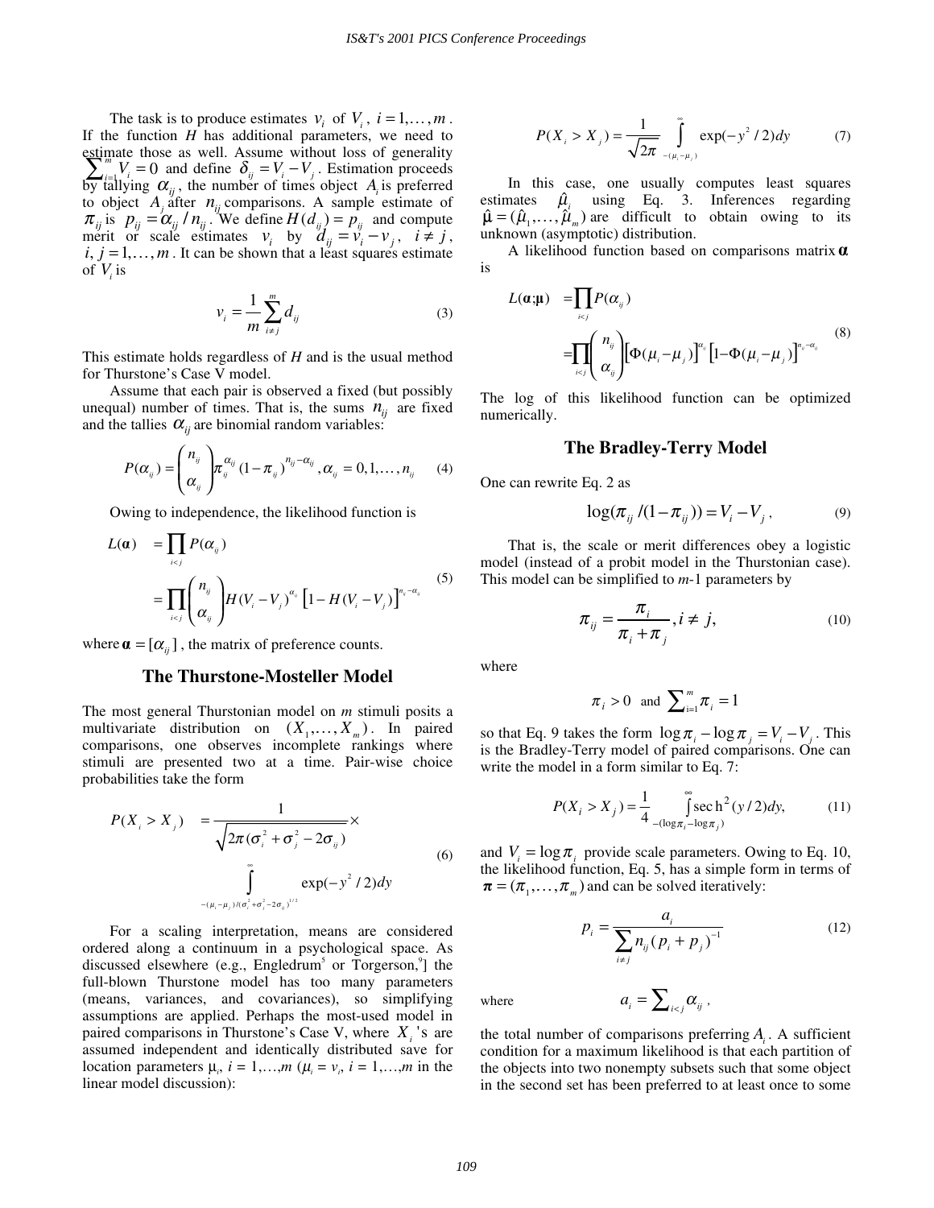The task is to produce estimates $v_i$ of $V_i$, $i = 1,\ldots,m$. If the function $H$ has additional parameters, we need to estimate those as well. Assume without loss of generality $\sum_{i=1}^{m} V_i = 0$ and define $\delta_{ij} = V_i - V_j$. Estimation proceeds by tallying $\alpha_{ij}$, the number of times object $A_i$ is preferred to object $A_j$ after $n_{ij}$ comparisons. A sample estimate of $\pi_{ij}$ is $p_{ij} = \alpha_{ij} / n_{ij}$. We define $H(d_{ij}) = p_{ij}$ and compute merit or scale estimates $v_i$ by $d_{ij} = v_i - v_j$, $i \neq j$, $i, j = 1,\ldots,m$. It can be shown that a least squares estimate of $V_i$ is

$$v_i = \frac{1}{m} \sum_{i \neq j}^{m} d_{ij} \tag{3}$$

This estimate holds regardless of $H$ and is the usual method for Thurstone's Case V model.

Assume that each pair is observed a fixed (but possibly unequal) number of times. That is, the sums $n_{ij}$ are fixed and the tallies $\alpha_{ij}$ are binomial random variables:

$$P(\alpha_{ij}) = \binom{n_{ij}}{\alpha_{ij}} \pi_{ij}^{\alpha_{ij}} (1 - \pi_{ij})^{n_{ij} - \alpha_{ij}}, \alpha_{ij} = 0, 1, \ldots, n_{ij} \tag{4}$$

Owing to independence, the likelihood function is

$$\begin{aligned} L(\boldsymbol{\alpha}) &= \prod_{i<j} P(\alpha_{ij}) \\ &= \prod_{i<j} \binom{n_{ij}}{\alpha_{ij}} H(V_i - V_j)^{\alpha_{ij}} \left[1 - H(V_i - V_j)\right]^{n_{ij} - \alpha_{ij}} \end{aligned} \tag{5}$$

where $\boldsymbol{\alpha} = [\alpha_{ij}]$, the matrix of preference counts.

## The Thurstone-Mosteller Model

The most general Thurstonian model on $m$ stimuli posits a multivariate distribution on $(X_1, \ldots, X_m)$. In paired comparisons, one observes incomplete rankings where stimuli are presented two at a time. Pair-wise choice probabilities take the form

$$\begin{aligned} P(X_i > X_j) &= \frac{1}{\sqrt{2\pi(\sigma_i^2 + \sigma_j^2 - 2\sigma_{ij})}} \times \\ & \int_{-(\mu_i - \mu_j)/(\sigma_i^2 + \sigma_j^2 - 2\sigma_{ij})^{1/2}}^{\infty} \exp(-y^2/2) dy \end{aligned} \tag{6}$$

For a scaling interpretation, means are considered ordered along a continuum in a psychological space. As discussed elsewhere (e.g., Engledrum[5] or Torgerson,[9]] the full-blown Thurstone model has too many parameters (means, variances, and covariances), so simplifying assumptions are applied. Perhaps the most-used model in paired comparisons in Thurstone's Case V, where $X_i$'s are assumed independent and identically distributed save for location parameters $\mu_i$, $i = 1,\ldots,m$ ($\mu_i = v_i$, $i = 1,\ldots,m$ in the linear model discussion):

$$P(X_i > X_j) = \frac{1}{\sqrt{2\pi}} \int_{-(\mu_i - \mu_j)}^{\infty} \exp(-y^2/2) dy \tag{7}$$

In this case, one usually computes least squares estimates $\hat{\mu}_i$ using Eq. 3. Inferences regarding $\hat{\boldsymbol{\mu}} = (\hat{\mu}_1, \ldots, \hat{\mu}_m)$ are difficult to obtain owing to its unknown (asymptotic) distribution.

A likelihood function based on comparisons matrix $\boldsymbol{\alpha}$ is

$$\begin{aligned} L(\boldsymbol{\alpha};\boldsymbol{\mu}) &= \prod_{i<j} P(\alpha_{ij}) \\ &= \prod_{i<j} \binom{n_{ij}}{\alpha_{ij}} \left[\Phi(\mu_i - \mu_j)\right]^{\alpha_{ij}} \left[1 - \Phi(\mu_i - \mu_j)\right]^{n_{ij} - \alpha_{ij}} \end{aligned} \tag{8}$$

The log of this likelihood function can be optimized numerically.

## The Bradley-Terry Model

One can rewrite Eq. 2 as

$$\log(\pi_{ij} / (1 - \pi_{ij})) = V_i - V_j, \tag{9}$$

That is, the scale or merit differences obey a logistic model (instead of a probit model in the Thurstonian case). This model can be simplified to $m$-1 parameters by

$$\pi_{ij} = \frac{\pi_i}{\pi_i + \pi_j}, i \neq j, \tag{10}$$

where

$$\pi_i > 0 \text{ and } \sum_{i=1}^{m} \pi_i = 1$$

so that Eq. 9 takes the form $\log \pi_i - \log \pi_j = V_i - V_j$. This is the Bradley-Terry model of paired comparisons. One can write the model in a form similar to Eq. 7:

$$P(X_i > X_j) = \frac{1}{4} \int_{-(\log \pi_i - \log \pi_j)}^{\infty} \text{sech}^2(y/2) dy, \tag{11}$$

and $V_i = \log \pi_i$ provide scale parameters. Owing to Eq. 10, the likelihood function, Eq. 5, has a simple form in terms of $\boldsymbol{\pi} = (\pi_1, \ldots, \pi_m)$ and can be solved iteratively:

$$p_i = \frac{a_i}{\sum_{i \neq j} n_{ij} (p_i + p_j)^{-1}} \tag{12}$$

where $\qquad a_i = \sum_{i<j} \alpha_{ij}$,

the total number of comparisons preferring $A_i$. A sufficient condition for a maximum likelihood is that each partition of the objects into two nonempty subsets such that some object in the second set has been preferred to at least once to some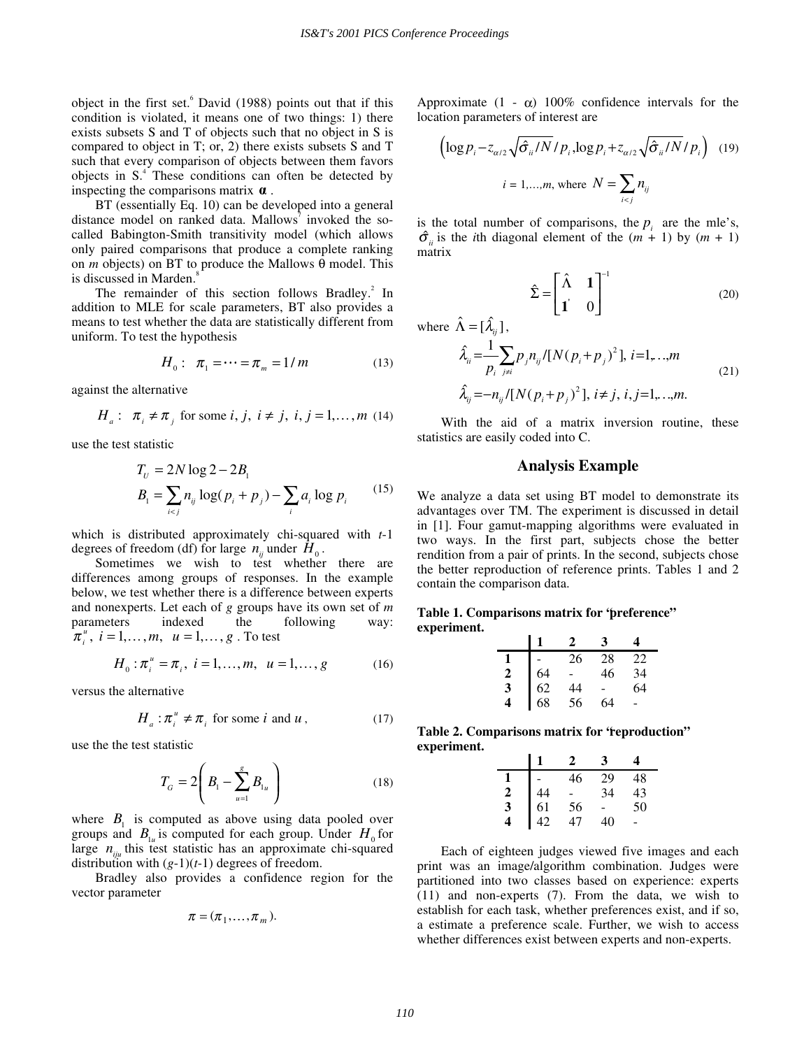object in the first set.[6] David (1988) points out that if this condition is violated, it means one of two things: 1) there exists subsets S and T of objects such that no object in S is compared to object in T; or, 2) there exists subsets S and T such that every comparison of objects between them favors objects in S.[4] These conditions can often be detected by inspecting the comparisons matrix $\boldsymbol{\alpha}$.

BT (essentially Eq. 10) can be developed into a general distance model on ranked data. Mallows[7] invoked the so-called Babington-Smith transitivity model (which allows only paired comparisons that produce a complete ranking on *m* objects) on BT to produce the Mallows θ model. This is discussed in Marden.[8]

The remainder of this section follows Bradley.[2] In addition to MLE for scale parameters, BT also provides a means to test whether the data are statistically different from uniform. To test the hypothesis

$$H_0: \quad \pi_1 = \cdots = \pi_m = 1/m \tag{13}$$

against the alternative

$$H_a: \quad \pi_i \neq \pi_j \text{ for some } i,\, j,\ i \neq j,\ i, j = 1, \ldots, m \tag{14}$$

use the test statistic

$$\begin{aligned} T_U &= 2N \log 2 - 2B_1 \\ B_1 &= \sum_{i<j} n_{ij} \log(p_i + p_j) - \sum_i a_i \log p_i \end{aligned} \tag{15}$$

which is distributed approximately chi-squared with *t*-1 degrees of freedom (df) for large $n_{ij}$ under $H_0$.

Sometimes we wish to test whether there are differences among groups of responses. In the example below, we test whether there is a difference between experts and nonexperts. Let each of *g* groups have its own set of *m* parameters indexed the following way: $\pi_i^u,\ i = 1, \ldots, m,\ \ u = 1, \ldots, g$ . To test

$$H_0: \pi_i^u = \pi_i,\ i = 1, \ldots, m,\ \ u = 1, \ldots, g \tag{16}$$

versus the alternative

$$H_a: \pi_i^u \neq \pi_i \text{ for some } i \text{ and } u, \tag{17}$$

use the the test statistic

$$T_G = 2\left(B_1 - \sum_{u=1}^{g} B_{1u}\right) \tag{18}$$

where $B_1$ is computed as above using data pooled over groups and $B_{1u}$ is computed for each group. Under $H_0$ for large $n_{iju}$ this test statistic has an approximate chi-squared distribution with (*g*-1)(*t*-1) degrees of freedom.

Bradley also provides a confidence region for the vector parameter

$$\pi = (\pi_1, \ldots, \pi_m).$$

Approximate (1 - α) 100% confidence intervals for the location parameters of interest are

$$\left(\log p_i - z_{\alpha/2}\sqrt{\hat{\sigma}_{ii}/N}/p_i, \log p_i + z_{\alpha/2}\sqrt{\hat{\sigma}_{ii}/N}/p_i\right) \tag{19}$$

$$i = 1,\ldots,m, \text{ where } N = \sum_{i<j} n_{ij}$$

is the total number of comparisons, the $p_i$ are the mle's, $\hat{\sigma}_{ii}$ is the *i*th diagonal element of the (*m* + 1) by (*m* + 1) matrix

$$\hat{\Sigma} = \begin{bmatrix} \hat{\Lambda} & \mathbf{1} \\ \mathbf{1}' & 0 \end{bmatrix}^{-1} \tag{20}$$

where $\hat{\Lambda} = [\hat{\lambda}_{ij}]$,

$$\begin{aligned} \hat{\lambda}_{ii} &= \frac{1}{p_i}\sum_{j\neq i} p_j n_{ij} / [N(p_i + p_j)^2],\ i = 1,\ldots,m \\ \hat{\lambda}_{ij} &= -n_{ij} / [N(p_i + p_j)^2],\ i \neq j,\ i, j = 1,\ldots,m. \end{aligned} \tag{21}$$

With the aid of a matrix inversion routine, these statistics are easily coded into C.

## Analysis Example

We analyze a data set using BT model to demonstrate its advantages over TM. The experiment is discussed in detail in [1]. Four gamut-mapping algorithms were evaluated in two ways. In the first part, subjects chose the better rendition from a pair of prints. In the second, subjects chose the better reproduction of reference prints. Tables 1 and 2 contain the comparison data.

**Table 1. Comparisons matrix for "preference" experiment.**

| | 1 | 2 | 3 | 4 |
|---|---|---|---|---|
| **1** | - | 26 | 28 | 22 |
| **2** | 64 | - | 46 | 34 |
| **3** | 62 | 44 | - | 64 |
| **4** | 68 | 56 | 64 | - |

**Table 2. Comparisons matrix for "reproduction" experiment.**

| | 1 | 2 | 3 | 4 |
|---|---|---|---|---|
| **1** | - | 46 | 29 | 48 |
| **2** | 44 | - | 34 | 43 |
| **3** | 61 | 56 | - | 50 |
| **4** | 42 | 47 | 40 | - |

Each of eighteen judges viewed five images and each print was an image/algorithm combination. Judges were partitioned into two classes based on experience: experts (11) and non-experts (7). From the data, we wish to establish for each task, whether preferences exist, and if so, a estimate a preference scale. Further, we wish to access whether differences exist between experts and non-experts.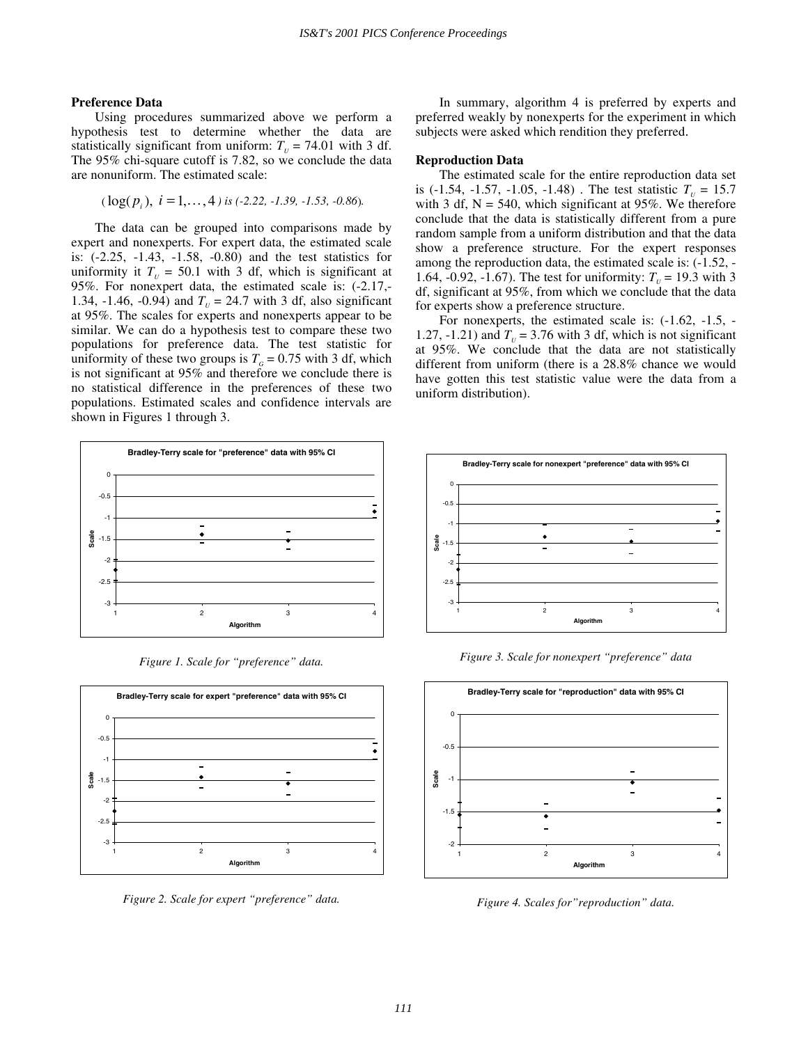### Preference Data

Using procedures summarized above we perform a hypothesis test to determine whether the data are statistically significant from uniform: $T_U = 74.01$ with 3 df. The 95% chi-square cutoff is 7.82, so we conclude the data are nonuniform. The estimated scale:

$(\log(p_i),\ i = 1,\ldots,4)$ *is (-2.22, -1.39, -1.53, -0.86).*

The data can be grouped into comparisons made by expert and nonexperts. For expert data, the estimated scale is: (-2.25, -1.43, -1.58, -0.80) and the test statistics for uniformity it $T_U = 50.1$ with 3 df, which is significant at 95%. For nonexpert data, the estimated scale is: (-2.17,-1.34, -1.46, -0.94) and $T_U = 24.7$ with 3 df, also significant at 95%. The scales for experts and nonexperts appear to be similar. We can do a hypothesis test to compare these two populations for preference data. The test statistic for uniformity of these two groups is $T_G = 0.75$ with 3 df, which is not significant at 95% and therefore we conclude there is no statistical difference in the preferences of these two populations. Estimated scales and confidence intervals are shown in Figures 1 through 3.

In summary, algorithm 4 is preferred by experts and preferred weakly by nonexperts for the experiment in which subjects were asked which rendition they preferred.

### Reproduction Data

The estimated scale for the entire reproduction data set is (-1.54, -1.57, -1.05, -1.48) . The test statistic $T_U = 15.7$ with 3 df, N = 540, which significant at 95%. We therefore conclude that the data is statistically different from a pure random sample from a uniform distribution and that the data show a preference structure. For the expert responses among the reproduction data, the estimated scale is: (-1.52, -1.64, -0.92, -1.67). The test for uniformity: $T_U = 19.3$ with 3 df, significant at 95%, from which we conclude that the data for experts show a preference structure.

For nonexperts, the estimated scale is: (-1.62, -1.5, -1.27, -1.21) and $T_U = 3.76$ with 3 df, which is not significant at 95%. We conclude that the data are not statistically different from uniform (there is a 28.8% chance we would have gotten this test statistic value were the data from a uniform distribution).

*Figure 1. Scale for "preference" data.*

*Figure 2. Scale for expert "preference" data.*

*Figure 3. Scale for nonexpert "preference" data*

*Figure 4. Scales for"reproduction" data.*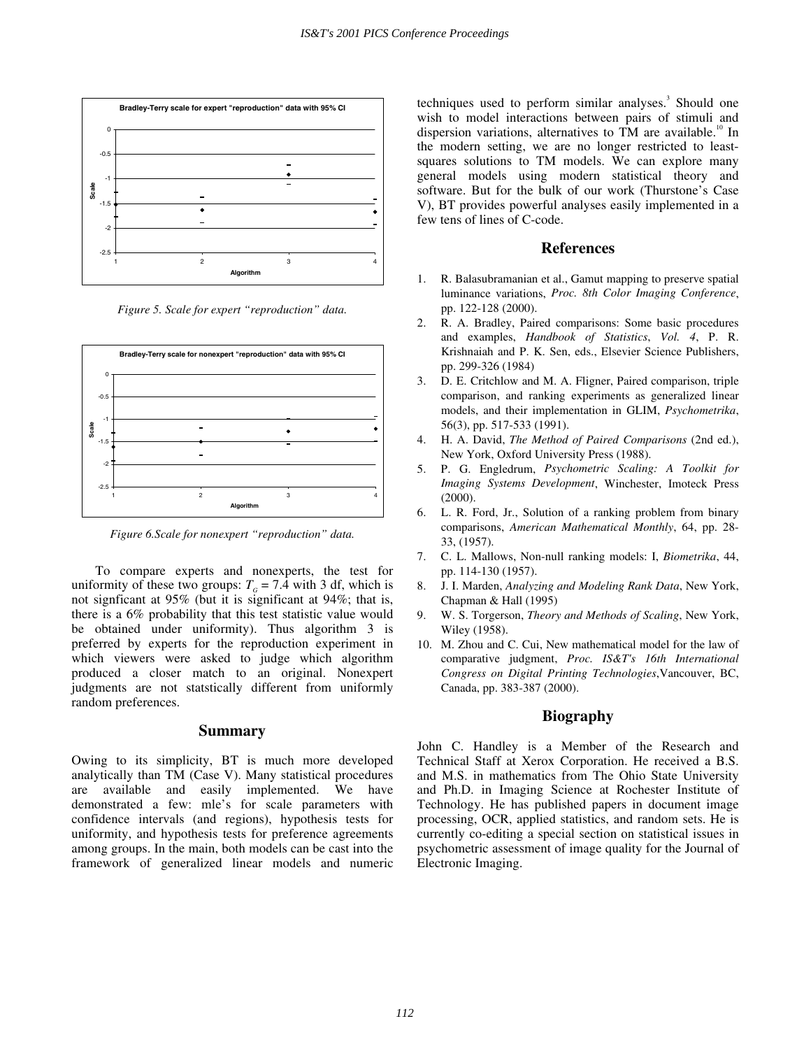Bradley-Terry scale for expert "reproduction" data with 95% CI

0
-0.5
-1
-1.5
-2
-2.5

Scale

1 2 3 4

Algorithm

*Figure 5. Scale for expert "reproduction" data.*

Bradley-Terry scale for nonexpert "reproduction" data with 95% CI

0
-0.5
-1
-1.5
-2
-2.5

Scale

1 2 3 4

Algorithm

*Figure 6.Scale for nonexpert "reproduction" data.*

To compare experts and nonexperts, the test for uniformity of these two groups: $T_G = 7.4$ with 3 df, which is not signficant at 95% (but it is significant at 94%; that is, there is a 6% probability that this test statistic value would be obtained under uniformity). Thus algorithm 3 is preferred by experts for the reproduction experiment in which viewers were asked to judge which algorithm produced a closer match to an original. Nonexpert judgments are not statstically different from uniformly random preferences.

## Summary

Owing to its simplicity, BT is much more developed analytically than TM (Case V). Many statistical procedures are available and easily implemented. We have demonstrated a few: mle's for scale parameters with confidence intervals (and regions), hypothesis tests for uniformity, and hypothesis tests for preference agreements among groups. In the main, both models can be cast into the framework of generalized linear models and numeric techniques used to perform similar analyses.[3] Should one wish to model interactions between pairs of stimuli and dispersion variations, alternatives to TM are available.[10] In the modern setting, we are no longer restricted to least-squares solutions to TM models. We can explore many general models using modern statistical theory and software. But for the bulk of our work (Thurstone's Case V), BT provides powerful analyses easily implemented in a few tens of lines of C-code.

## References

1. R. Balasubramanian et al., Gamut mapping to preserve spatial luminance variations, *Proc. 8th Color Imaging Conference*, pp. 122-128 (2000).
2. R. A. Bradley, Paired comparisons: Some basic procedures and examples, *Handbook of Statistics*, *Vol. 4*, P. R. Krishnaiah and P. K. Sen, eds., Elsevier Science Publishers, pp. 299-326 (1984)
3. D. E. Critchlow and M. A. Fligner, Paired comparison, triple comparison, and ranking experiments as generalized linear models, and their implementation in GLIM, *Psychometrika*, 56(3), pp. 517-533 (1991).
4. H. A. David, *The Method of Paired Comparisons* (2nd ed.), New York, Oxford University Press (1988).
5. P. G. Engledrum, *Psychometric Scaling: A Toolkit for Imaging Systems Development*, Winchester, Imoteck Press (2000).
6. L. R. Ford, Jr., Solution of a ranking problem from binary comparisons, *American Mathematical Monthly*, 64, pp. 28-33, (1957).
7. C. L. Mallows, Non-null ranking models: I, *Biometrika*, 44, pp. 114-130 (1957).
8. J. I. Marden, *Analyzing and Modeling Rank Data*, New York, Chapman & Hall (1995)
9. W. S. Torgerson, *Theory and Methods of Scaling*, New York, Wiley (1958).
10. M. Zhou and C. Cui, New mathematical model for the law of comparative judgment, *Proc. IS&T's 16th International Congress on Digital Printing Technologies*,Vancouver, BC, Canada, pp. 383-387 (2000).

## Biography

John C. Handley is a Member of the Research and Technical Staff at Xerox Corporation. He received a B.S. and M.S. in mathematics from The Ohio State University and Ph.D. in Imaging Science at Rochester Institute of Technology. He has published papers in document image processing, OCR, applied statistics, and random sets. He is currently co-editing a special section on statistical issues in psychometric assessment of image quality for the Journal of Electronic Imaging.